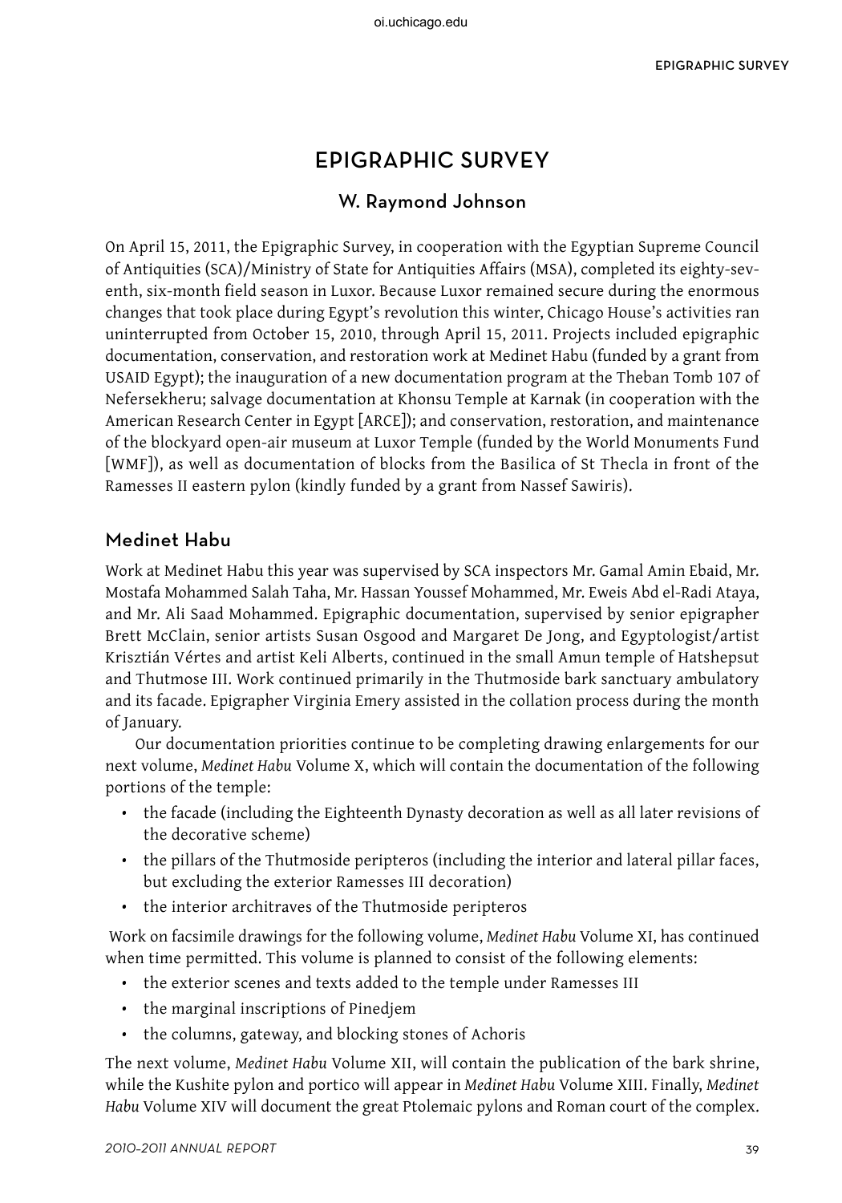# EPIGRAPHIC SURVEY

## W. Raymond Johnson

On April 15, 2011, the Epigraphic Survey, in cooperation with the Egyptian Supreme Council of Antiquities (SCA)/Ministry of State for Antiquities Affairs (MSA), completed its eighty-seventh, six-month field season in Luxor. Because Luxor remained secure during the enormous changes that took place during Egypt's revolution this winter, Chicago House's activities ran uninterrupted from October 15, 2010, through April 15, 2011. Projects included epigraphic documentation, conservation, and restoration work at Medinet Habu (funded by a grant from USAID Egypt); the inauguration of a new documentation program at the Theban Tomb 107 of Nefersekheru; salvage documentation at Khonsu Temple at Karnak (in cooperation with the American Research Center in Egypt [ARCE]); and conservation, restoration, and maintenance of the blockyard open-air museum at Luxor Temple (funded by the World Monuments Fund [WMF]), as well as documentation of blocks from the Basilica of St Thecla in front of the Ramesses II eastern pylon (kindly funded by a grant from Nassef Sawiris).

### Medinet Habu

Work at Medinet Habu this year was supervised by SCA inspectors Mr. Gamal Amin Ebaid, Mr. Mostafa Mohammed Salah Taha, Mr. Hassan Youssef Mohammed, Mr. Eweis Abd el-Radi Ataya, and Mr. Ali Saad Mohammed. Epigraphic documentation, supervised by senior epigrapher Brett McClain, senior artists Susan Osgood and Margaret De Jong, and Egyptologist/artist Krisztián Vértes and artist Keli Alberts, continued in the small Amun temple of Hatshepsut and Thutmose III. Work continued primarily in the Thutmoside bark sanctuary ambulatory and its facade. Epigrapher Virginia Emery assisted in the collation process during the month of January.

Our documentation priorities continue to be completing drawing enlargements for our next volume, *Medinet Habu* Volume X, which will contain the documentation of the following portions of the temple:

- the facade (including the Eighteenth Dynasty decoration as well as all later revisions of the decorative scheme)
- the pillars of the Thutmoside peripteros (including the interior and lateral pillar faces, but excluding the exterior Ramesses III decoration)
- the interior architraves of the Thutmoside peripteros

Work on facsimile drawings for the following volume, *Medinet Habu* Volume XI, has continued when time permitted. This volume is planned to consist of the following elements:

- the exterior scenes and texts added to the temple under Ramesses III
- the marginal inscriptions of Pinedjem
- the columns, gateway, and blocking stones of Achoris

The next volume, *Medinet Habu* Volume XII, will contain the publication of the bark shrine, while the Kushite pylon and portico will appear in *Medinet Habu* Volume XIII. Finally, *Medinet Habu* Volume XIV will document the great Ptolemaic pylons and Roman court of the complex.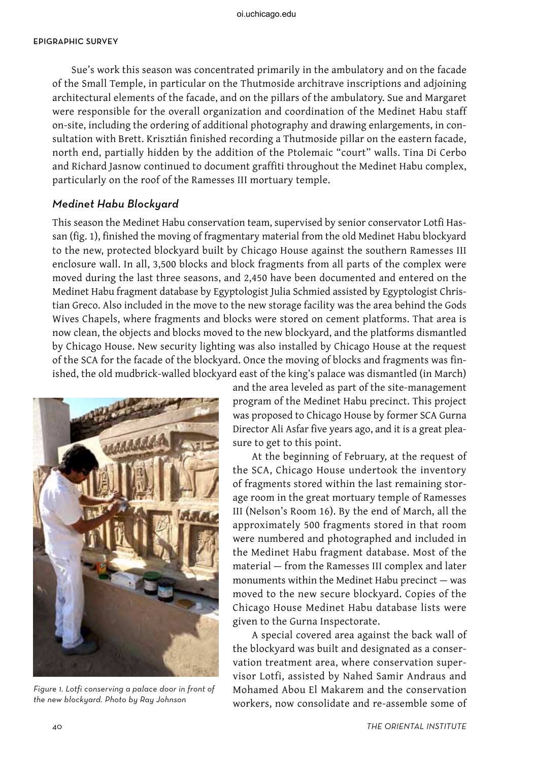Sue's work this season was concentrated primarily in the ambulatory and on the facade of the Small Temple, in particular on the Thutmoside architrave inscriptions and adjoining architectural elements of the facade, and on the pillars of the ambulatory. Sue and Margaret were responsible for the overall organization and coordination of the Medinet Habu staff on-site, including the ordering of additional photography and drawing enlargements, in consultation with Brett. Krisztián finished recording a Thutmoside pillar on the eastern facade, north end, partially hidden by the addition of the Ptolemaic "court" walls. Tina Di Cerbo and Richard Jasnow continued to document graffiti throughout the Medinet Habu complex, particularly on the roof of the Ramesses III mortuary temple.

## *Medinet Habu Blockyard*

This season the Medinet Habu conservation team, supervised by senior conservator Lotfi Hassan (fig. 1), finished the moving of fragmentary material from the old Medinet Habu blockyard to the new, protected blockyard built by Chicago House against the southern Ramesses III enclosure wall. In all, 3,500 blocks and block fragments from all parts of the complex were moved during the last three seasons, and 2,450 have been documented and entered on the Medinet Habu fragment database by Egyptologist Julia Schmied assisted by Egyptologist Christian Greco. Also included in the move to the new storage facility was the area behind the Gods Wives Chapels, where fragments and blocks were stored on cement platforms. That area is now clean, the objects and blocks moved to the new blockyard, and the platforms dismantled by Chicago House. New security lighting was also installed by Chicago House at the request of the SCA for the facade of the blockyard. Once the moving of blocks and fragments was finished, the old mudbrick-walled blockyard east of the king's palace was dismantled (in March) and the area leveled as part of the site-management program of the Medinet Habu precinct. This project was proposed to Chicago House by former SCA Gurna Director Ali Asfar five years ago, and it is a great pleasure to get to this point.

*Figure 1. Lotfi conserving a palace door in front of the new blockyard. Photo by Ray Johnson*

At the beginning of February, at the request of the SCA, Chicago House undertook the inventory of fragments stored within the last remaining storage room in the great mortuary temple of Ramesses III (Nelson's Room 16). By the end of March, all the approximately 500 fragments stored in that room were numbered and photographed and included in the Medinet Habu fragment database. Most of the material — from the Ramesses III complex and later monuments within the Medinet Habu precinct — was moved to the new secure blockyard. Copies of the Chicago House Medinet Habu database lists were given to the Gurna Inspectorate.

A special covered area against the back wall of the blockyard was built and designated as a conservation treatment area, where conservation supervisor Lotfi, assisted by Nahed Samir Andraus and Mohamed Abou El Makarem and the conservation workers, now consolidate and re-assemble some of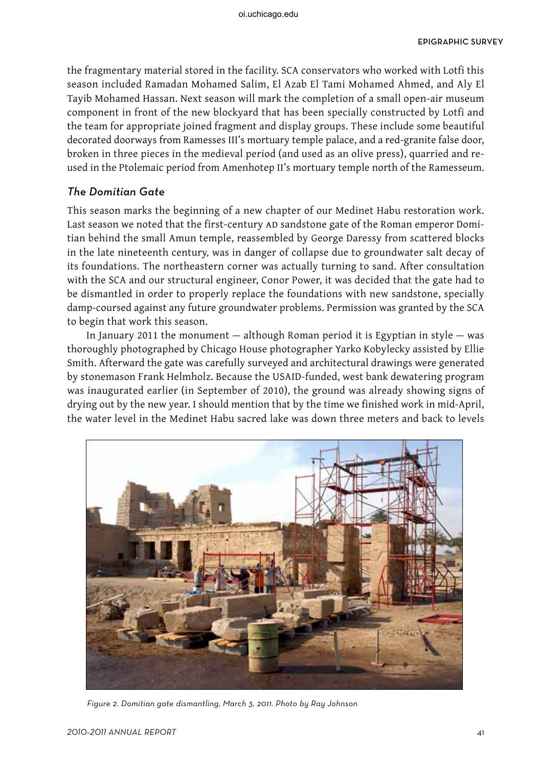the fragmentary material stored in the facility. SCA conservators who worked with Lotfi this season included Ramadan Mohamed Salim, El Azab El Tami Mohamed Ahmed, and Aly El Tayib Mohamed Hassan. Next season will mark the completion of a small open-air museum component in front of the new blockyard that has been specially constructed by Lotfi and the team for appropriate joined fragment and display groups. These include some beautiful decorated doorways from Ramesses III's mortuary temple palace, and a red-granite false door, broken in three pieces in the medieval period (and used as an olive press), quarried and reused in the Ptolemaic period from Amenhotep II's mortuary temple north of the Ramesseum.

### *The Domitian Gate*

This season marks the beginning of a new chapter of our Medinet Habu restoration work. Last season we noted that the first-century AD sandstone gate of the Roman emperor Domitian behind the small Amun temple, reassembled by George Daressy from scattered blocks in the late nineteenth century, was in danger of collapse due to groundwater salt decay of its foundations. The northeastern corner was actually turning to sand. After consultation with the SCA and our structural engineer, Conor Power, it was decided that the gate had to be dismantled in order to properly replace the foundations with new sandstone, specially damp-coursed against any future groundwater problems. Permission was granted by the SCA to begin that work this season.

In January 2011 the monument — although Roman period it is Egyptian in style — was thoroughly photographed by Chicago House photographer Yarko Kobylecky assisted by Ellie Smith. Afterward the gate was carefully surveyed and architectural drawings were generated by stonemason Frank Helmholz. Because the USAID-funded, west bank dewatering program was inaugurated earlier (in September of 2010), the ground was already showing signs of drying out by the new year. I should mention that by the time we finished work in mid-April, the water level in the Medinet Habu sacred lake was down three meters and back to levels

*Figure 2. Domitian gate dismantling, March 3, 2011. Photo by Ray Johnson*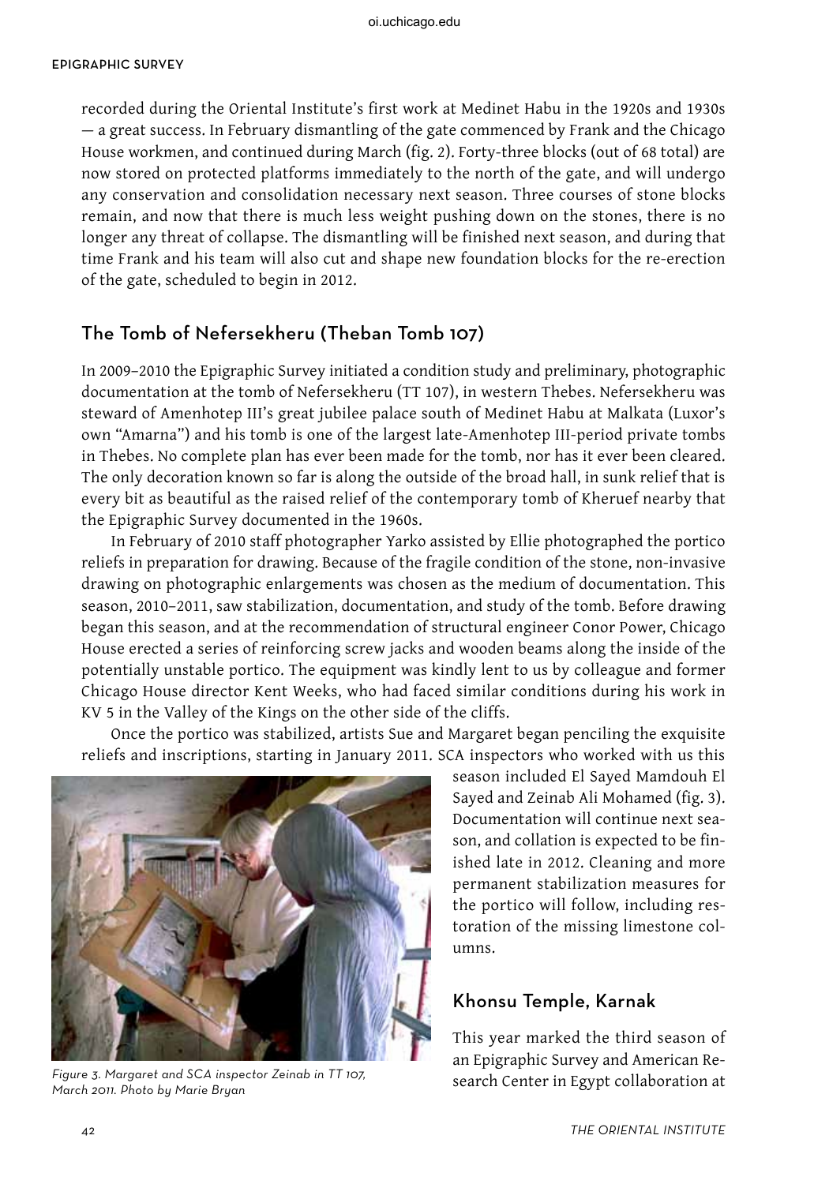recorded during the Oriental Institute's first work at Medinet Habu in the 1920s and 1930s — a great success. In February dismantling of the gate commenced by Frank and the Chicago House workmen, and continued during March (fig. 2). Forty-three blocks (out of 68 total) are now stored on protected platforms immediately to the north of the gate, and will undergo any conservation and consolidation necessary next season. Three courses of stone blocks remain, and now that there is much less weight pushing down on the stones, there is no longer any threat of collapse. The dismantling will be finished next season, and during that time Frank and his team will also cut and shape new foundation blocks for the re-erection of the gate, scheduled to begin in 2012.

## The Tomb of Nefersekheru (Theban Tomb 107)

In 2009–2010 the Epigraphic Survey initiated a condition study and preliminary, photographic documentation at the tomb of Nefersekheru (TT 107), in western Thebes. Nefersekheru was steward of Amenhotep III's great jubilee palace south of Medinet Habu at Malkata (Luxor's own "Amarna") and his tomb is one of the largest late-Amenhotep III-period private tombs in Thebes. No complete plan has ever been made for the tomb, nor has it ever been cleared. The only decoration known so far is along the outside of the broad hall, in sunk relief that is every bit as beautiful as the raised relief of the contemporary tomb of Kheruef nearby that the Epigraphic Survey documented in the 1960s.

In February of 2010 staff photographer Yarko assisted by Ellie photographed the portico reliefs in preparation for drawing. Because of the fragile condition of the stone, non-invasive drawing on photographic enlargements was chosen as the medium of documentation. This season, 2010–2011, saw stabilization, documentation, and study of the tomb. Before drawing began this season, and at the recommendation of structural engineer Conor Power, Chicago House erected a series of reinforcing screw jacks and wooden beams along the inside of the potentially unstable portico. The equipment was kindly lent to us by colleague and former Chicago House director Kent Weeks, who had faced similar conditions during his work in KV 5 in the Valley of the Kings on the other side of the cliffs.

Once the portico was stabilized, artists Sue and Margaret began penciling the exquisite reliefs and inscriptions, starting in January 2011. SCA inspectors who worked with us this season included El Sayed Mamdouh El Sayed and Zeinab Ali Mohamed (fig. 3). Documentation will continue next season, and collation is expected to be finished late in 2012. Cleaning and more permanent stabilization measures for the portico will follow, including restoration of the missing limestone columns.

*Figure 3. Margaret and SCA inspector Zeinab in TT 107, March 2011. Photo by Marie Bryan*

## Khonsu Temple, Karnak

This year marked the third season of an Epigraphic Survey and American Research Center in Egypt collaboration at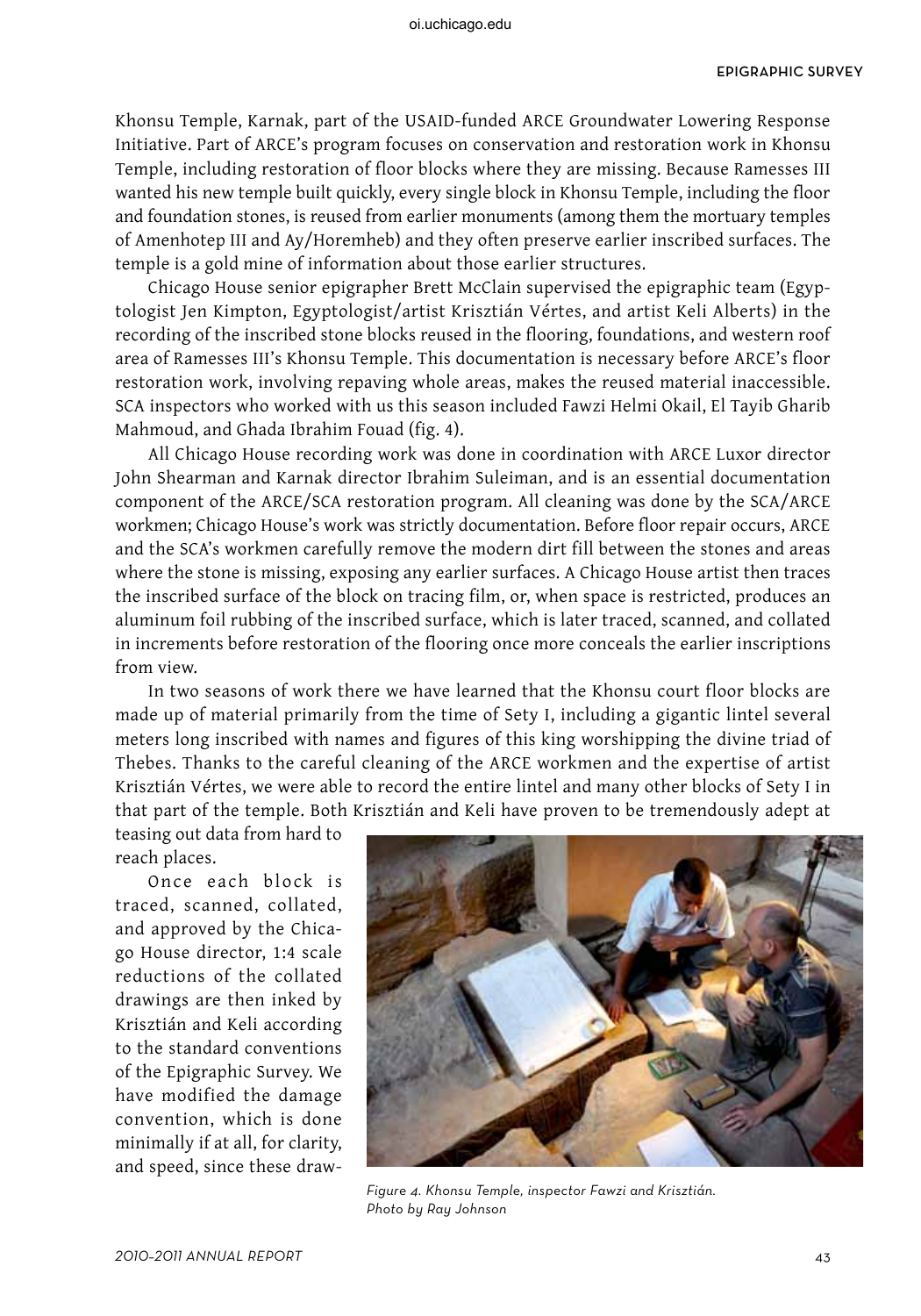Khonsu Temple, Karnak, part of the USAID-funded ARCE Groundwater Lowering Response Initiative. Part of ARCE's program focuses on conservation and restoration work in Khonsu Temple, including restoration of floor blocks where they are missing. Because Ramesses III wanted his new temple built quickly, every single block in Khonsu Temple, including the floor and foundation stones, is reused from earlier monuments (among them the mortuary temples of Amenhotep III and Ay/Horemheb) and they often preserve earlier inscribed surfaces. The temple is a gold mine of information about those earlier structures.

Chicago House senior epigrapher Brett McClain supervised the epigraphic team (Egyptologist Jen Kimpton, Egyptologist/artist Krisztián Vértes, and artist Keli Alberts) in the recording of the inscribed stone blocks reused in the flooring, foundations, and western roof area of Ramesses III's Khonsu Temple. This documentation is necessary before ARCE's floor restoration work, involving repaving whole areas, makes the reused material inaccessible. SCA inspectors who worked with us this season included Fawzi Helmi Okail, El Tayib Gharib Mahmoud, and Ghada Ibrahim Fouad (fig. 4).

All Chicago House recording work was done in coordination with ARCE Luxor director John Shearman and Karnak director Ibrahim Suleiman, and is an essential documentation component of the ARCE/SCA restoration program. All cleaning was done by the SCA/ARCE workmen; Chicago House's work was strictly documentation. Before floor repair occurs, ARCE and the SCA's workmen carefully remove the modern dirt fill between the stones and areas where the stone is missing, exposing any earlier surfaces. A Chicago House artist then traces the inscribed surface of the block on tracing film, or, when space is restricted, produces an aluminum foil rubbing of the inscribed surface, which is later traced, scanned, and collated in increments before restoration of the flooring once more conceals the earlier inscriptions from view.

In two seasons of work there we have learned that the Khonsu court floor blocks are made up of material primarily from the time of Sety I, including a gigantic lintel several meters long inscribed with names and figures of this king worshipping the divine triad of Thebes. Thanks to the careful cleaning of the ARCE workmen and the expertise of artist Krisztián Vértes, we were able to record the entire lintel and many other blocks of Sety I in that part of the temple. Both Krisztián and Keli have proven to be tremendously adept at teasing out data from hard to reach places.

Once each block is traced, scanned, collated, and approved by the Chicago House director, 1:4 scale reductions of the collated drawings are then inked by Krisztián and Keli according to the standard conventions of the Epigraphic Survey. We have modified the damage convention, which is done minimally if at all, for clarity, and speed, since these draw-

*Figure 4. Khonsu Temple, inspector Fawzi and Krisztián. Photo by Ray Johnson*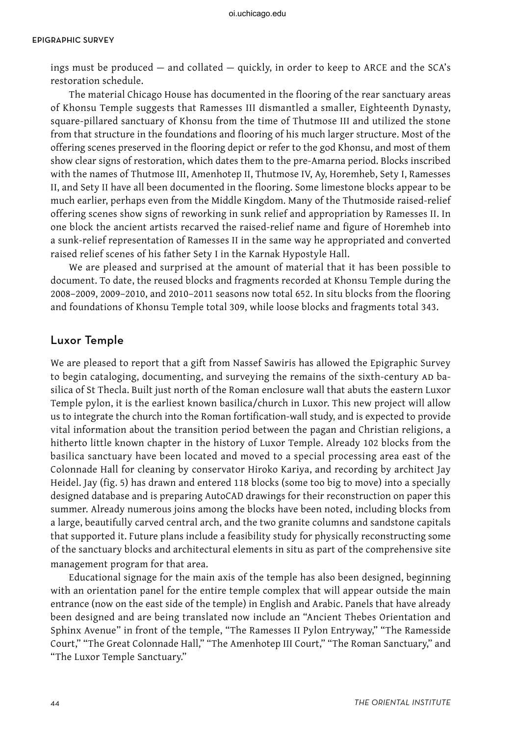ings must be produced — and collated — quickly, in order to keep to ARCE and the SCA's restoration schedule.

The material Chicago House has documented in the flooring of the rear sanctuary areas of Khonsu Temple suggests that Ramesses III dismantled a smaller, Eighteenth Dynasty, square-pillared sanctuary of Khonsu from the time of Thutmose III and utilized the stone from that structure in the foundations and flooring of his much larger structure. Most of the offering scenes preserved in the flooring depict or refer to the god Khonsu, and most of them show clear signs of restoration, which dates them to the pre-Amarna period. Blocks inscribed with the names of Thutmose III, Amenhotep II, Thutmose IV, Ay, Horemheb, Sety I, Ramesses II, and Sety II have all been documented in the flooring. Some limestone blocks appear to be much earlier, perhaps even from the Middle Kingdom. Many of the Thutmoside raised-relief offering scenes show signs of reworking in sunk relief and appropriation by Ramesses II. In one block the ancient artists recarved the raised-relief name and figure of Horemheb into a sunk-relief representation of Ramesses II in the same way he appropriated and converted raised relief scenes of his father Sety I in the Karnak Hypostyle Hall.

We are pleased and surprised at the amount of material that it has been possible to document. To date, the reused blocks and fragments recorded at Khonsu Temple during the 2008–2009, 2009–2010, and 2010–2011 seasons now total 652. In situ blocks from the flooring and foundations of Khonsu Temple total 309, while loose blocks and fragments total 343.

## Luxor Temple

We are pleased to report that a gift from Nassef Sawiris has allowed the Epigraphic Survey to begin cataloging, documenting, and surveying the remains of the sixth-century AD basilica of St Thecla. Built just north of the Roman enclosure wall that abuts the eastern Luxor Temple pylon, it is the earliest known basilica/church in Luxor. This new project will allow us to integrate the church into the Roman fortification-wall study, and is expected to provide vital information about the transition period between the pagan and Christian religions, a hitherto little known chapter in the history of Luxor Temple. Already 102 blocks from the basilica sanctuary have been located and moved to a special processing area east of the Colonnade Hall for cleaning by conservator Hiroko Kariya, and recording by architect Jay Heidel. Jay (fig. 5) has drawn and entered 118 blocks (some too big to move) into a specially designed database and is preparing AutoCAD drawings for their reconstruction on paper this summer. Already numerous joins among the blocks have been noted, including blocks from a large, beautifully carved central arch, and the two granite columns and sandstone capitals that supported it. Future plans include a feasibility study for physically reconstructing some of the sanctuary blocks and architectural elements in situ as part of the comprehensive site management program for that area.

Educational signage for the main axis of the temple has also been designed, beginning with an orientation panel for the entire temple complex that will appear outside the main entrance (now on the east side of the temple) in English and Arabic. Panels that have already been designed and are being translated now include an "Ancient Thebes Orientation and Sphinx Avenue" in front of the temple, "The Ramesses II Pylon Entryway," "The Ramesside Court," "The Great Colonnade Hall," "The Amenhotep III Court," "The Roman Sanctuary," and "The Luxor Temple Sanctuary."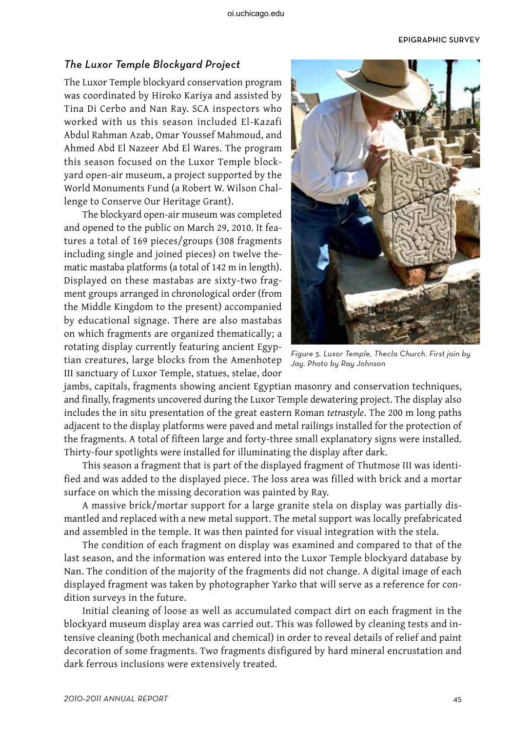## *The Luxor Temple Blockyard Project*

The Luxor Temple blockyard conservation program was coordinated by Hiroko Kariya and assisted by Tina Di Cerbo and Nan Ray. SCA inspectors who worked with us this season included El-Kazafi Abdul Rahman Azab, Omar Youssef Mahmoud, and Ahmed Abd El Nazeer Abd El Wares. The program this season focused on the Luxor Temple blockyard open-air museum, a project supported by the World Monuments Fund (a Robert W. Wilson Challenge to Conserve Our Heritage Grant).

The blockyard open-air museum was completed and opened to the public on March 29, 2010. It features a total of 169 pieces/groups (308 fragments including single and joined pieces) on twelve thematic mastaba platforms (a total of 142 m in length). Displayed on these mastabas are sixty-two fragment groups arranged in chronological order (from the Middle Kingdom to the present) accompanied by educational signage. There are also mastabas on which fragments are organized thematically; a rotating display currently featuring ancient Egyptian creatures, large blocks from the Amenhotep III sanctuary of Luxor Temple, statues, stelae, door jambs, capitals, fragments showing ancient Egyptian masonry and conservation techniques, and finally, fragments uncovered during the Luxor Temple dewatering project. The display also includes the in situ presentation of the great eastern Roman *tetrastyle*. The 200 m long paths adjacent to the display platforms were paved and metal railings installed for the protection of the fragments. A total of fifteen large and forty-three small explanatory signs were installed. Thirty-four spotlights were installed for illuminating the display after dark.

*Figure 5. Luxor Temple, Thecla Church. First join by Jay. Photo by Ray Johnson*

This season a fragment that is part of the displayed fragment of Thutmose III was identified and was added to the displayed piece. The loss area was filled with brick and a mortar surface on which the missing decoration was painted by Ray.

A massive brick/mortar support for a large granite stela on display was partially dismantled and replaced with a new metal support. The metal support was locally prefabricated and assembled in the temple. It was then painted for visual integration with the stela.

The condition of each fragment on display was examined and compared to that of the last season, and the information was entered into the Luxor Temple blockyard database by Nan. The condition of the majority of the fragments did not change. A digital image of each displayed fragment was taken by photographer Yarko that will serve as a reference for condition surveys in the future.

Initial cleaning of loose as well as accumulated compact dirt on each fragment in the blockyard museum display area was carried out. This was followed by cleaning tests and intensive cleaning (both mechanical and chemical) in order to reveal details of relief and paint decoration of some fragments. Two fragments disfigured by hard mineral encrustation and dark ferrous inclusions were extensively treated.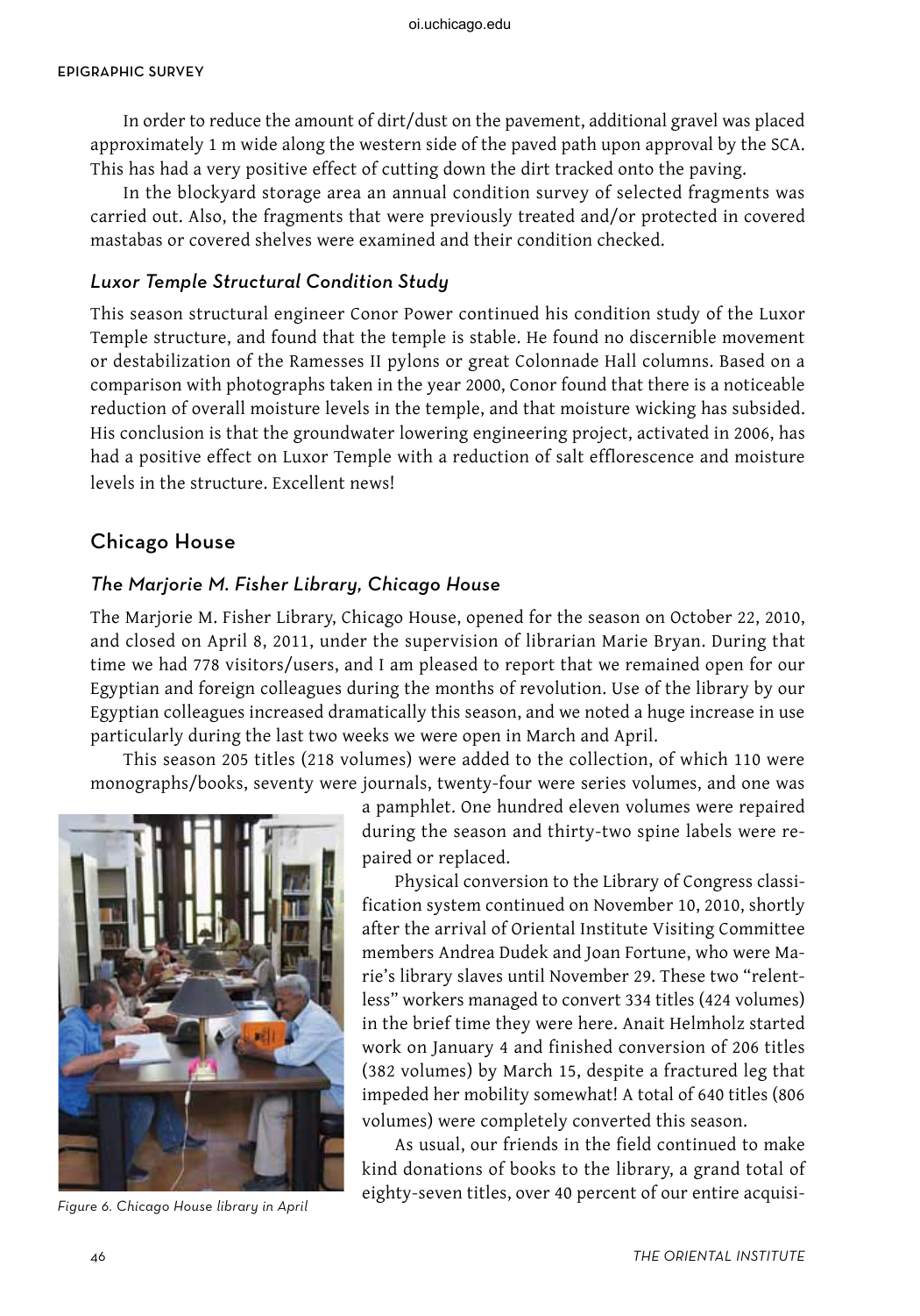In order to reduce the amount of dirt/dust on the pavement, additional gravel was placed approximately 1 m wide along the western side of the paved path upon approval by the SCA. This has had a very positive effect of cutting down the dirt tracked onto the paving.

In the blockyard storage area an annual condition survey of selected fragments was carried out. Also, the fragments that were previously treated and/or protected in covered mastabas or covered shelves were examined and their condition checked.

### *Luxor Temple Structural Condition Study*

This season structural engineer Conor Power continued his condition study of the Luxor Temple structure, and found that the temple is stable. He found no discernible movement or destabilization of the Ramesses II pylons or great Colonnade Hall columns. Based on a comparison with photographs taken in the year 2000, Conor found that there is a noticeable reduction of overall moisture levels in the temple, and that moisture wicking has subsided. His conclusion is that the groundwater lowering engineering project, activated in 2006, has had a positive effect on Luxor Temple with a reduction of salt efflorescence and moisture levels in the structure. Excellent news!

## Chicago House

### *The Marjorie M. Fisher Library, Chicago House*

The Marjorie M. Fisher Library, Chicago House, opened for the season on October 22, 2010, and closed on April 8, 2011, under the supervision of librarian Marie Bryan. During that time we had 778 visitors/users, and I am pleased to report that we remained open for our Egyptian and foreign colleagues during the months of revolution. Use of the library by our Egyptian colleagues increased dramatically this season, and we noted a huge increase in use particularly during the last two weeks we were open in March and April.

This season 205 titles (218 volumes) were added to the collection, of which 110 were monographs/books, seventy were journals, twenty-four were series volumes, and one was a pamphlet. One hundred eleven volumes were repaired during the season and thirty-two spine labels were repaired or replaced.

*Figure 6. Chicago House library in April*

Physical conversion to the Library of Congress classification system continued on November 10, 2010, shortly after the arrival of Oriental Institute Visiting Committee members Andrea Dudek and Joan Fortune, who were Marie's library slaves until November 29. These two "relentless" workers managed to convert 334 titles (424 volumes) in the brief time they were here. Anait Helmholz started work on January 4 and finished conversion of 206 titles (382 volumes) by March 15, despite a fractured leg that impeded her mobility somewhat! A total of 640 titles (806 volumes) were completely converted this season.

As usual, our friends in the field continued to make kind donations of books to the library, a grand total of eighty-seven titles, over 40 percent of our entire acquisi-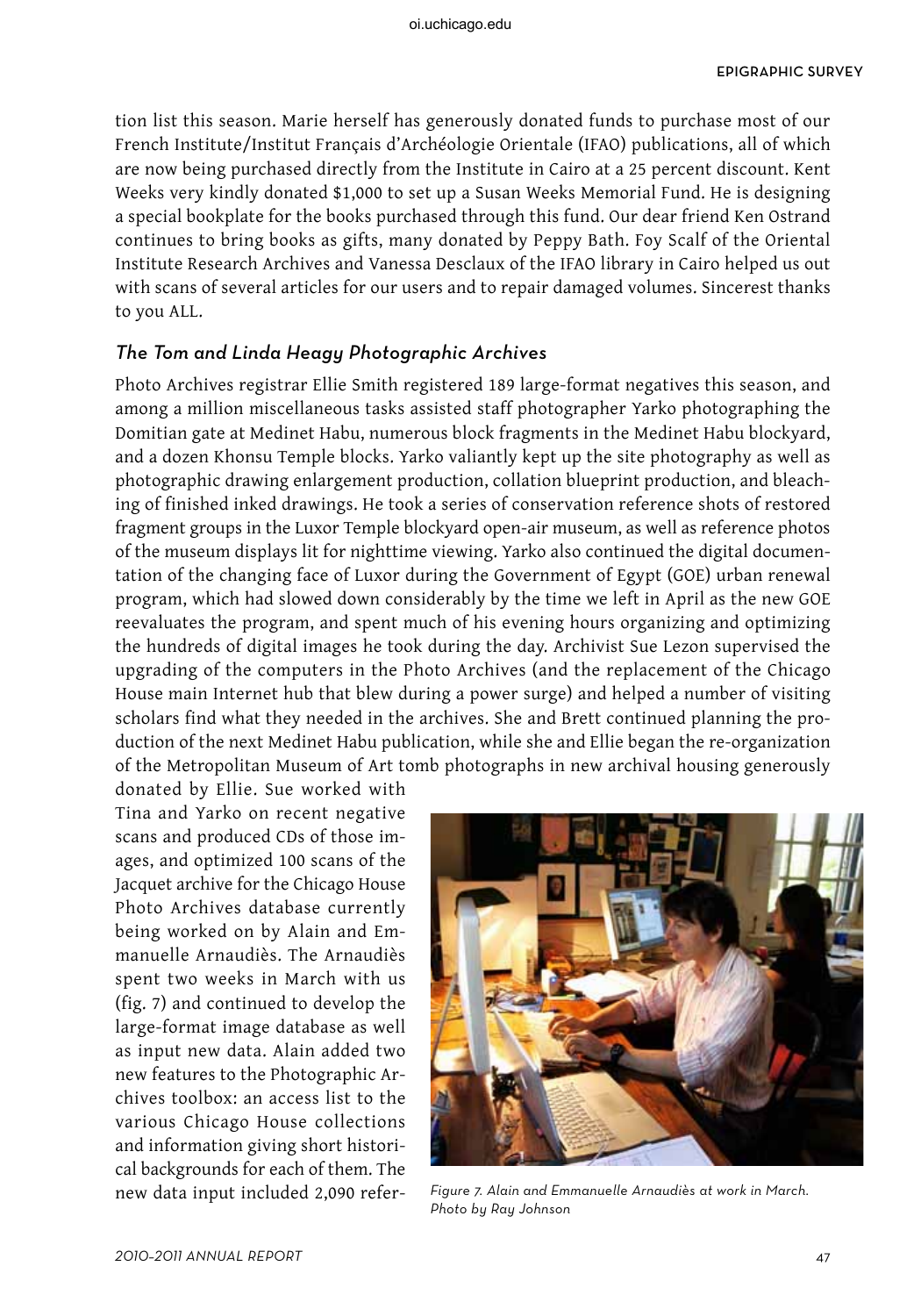tion list this season. Marie herself has generously donated funds to purchase most of our French Institute/Institut Français d'Archéologie Orientale (IFAO) publications, all of which are now being purchased directly from the Institute in Cairo at a 25 percent discount. Kent Weeks very kindly donated $1,000 to set up a Susan Weeks Memorial Fund. He is designing a special bookplate for the books purchased through this fund. Our dear friend Ken Ostrand continues to bring books as gifts, many donated by Peppy Bath. Foy Scalf of the Oriental Institute Research Archives and Vanessa Desclaux of the IFAO library in Cairo helped us out with scans of several articles for our users and to repair damaged volumes. Sincerest thanks to you ALL.

### *The Tom and Linda Heagy Photographic Archives*

Photo Archives registrar Ellie Smith registered 189 large-format negatives this season, and among a million miscellaneous tasks assisted staff photographer Yarko photographing the Domitian gate at Medinet Habu, numerous block fragments in the Medinet Habu blockyard, and a dozen Khonsu Temple blocks. Yarko valiantly kept up the site photography as well as photographic drawing enlargement production, collation blueprint production, and bleaching of finished inked drawings. He took a series of conservation reference shots of restored fragment groups in the Luxor Temple blockyard open-air museum, as well as reference photos of the museum displays lit for nighttime viewing. Yarko also continued the digital documentation of the changing face of Luxor during the Government of Egypt (GOE) urban renewal program, which had slowed down considerably by the time we left in April as the new GOE reevaluates the program, and spent much of his evening hours organizing and optimizing the hundreds of digital images he took during the day. Archivist Sue Lezon supervised the upgrading of the computers in the Photo Archives (and the replacement of the Chicago House main Internet hub that blew during a power surge) and helped a number of visiting scholars find what they needed in the archives. She and Brett continued planning the production of the next Medinet Habu publication, while she and Ellie began the re-organization of the Metropolitan Museum of Art tomb photographs in new archival housing generously donated by Ellie. Sue worked with Tina and Yarko on recent negative scans and produced CDs of those images, and optimized 100 scans of the Jacquet archive for the Chicago House Photo Archives database currently being worked on by Alain and Emmanuelle Arnaudiès. The Arnaudiès spent two weeks in March with us (fig. 7) and continued to develop the large-format image database as well as input new data. Alain added two new features to the Photographic Archives toolbox: an access list to the various Chicago House collections and information giving short historical backgrounds for each of them. The new data input included 2,090 refer-

*Figure 7. Alain and Emmanuelle Arnaudiès at work in March. Photo by Ray Johnson*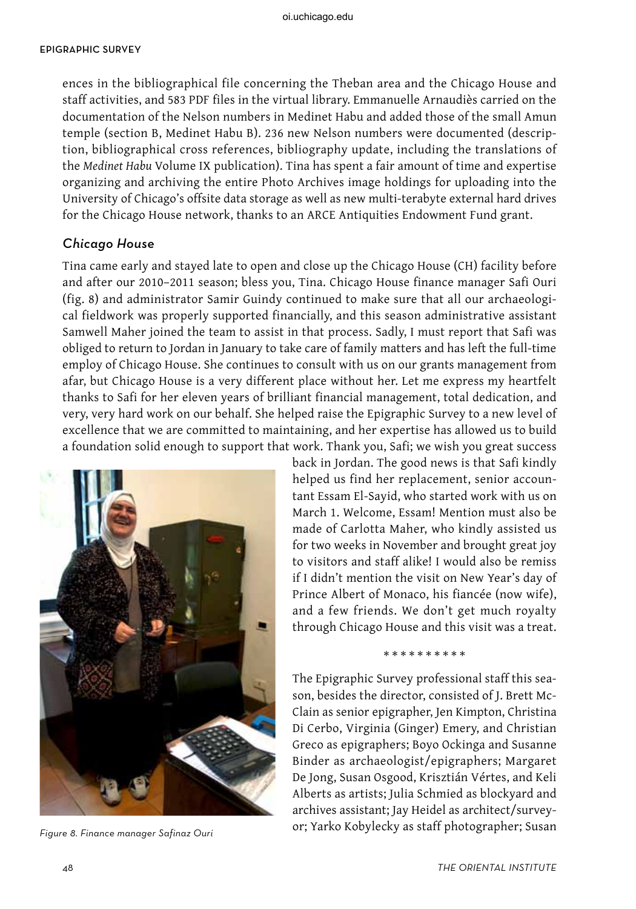ences in the bibliographical file concerning the Theban area and the Chicago House and staff activities, and 583 PDF files in the virtual library. Emmanuelle Arnaudiès carried on the documentation of the Nelson numbers in Medinet Habu and added those of the small Amun temple (section B, Medinet Habu B). 236 new Nelson numbers were documented (description, bibliographical cross references, bibliography update, including the translations of the *Medinet Habu* Volume IX publication). Tina has spent a fair amount of time and expertise organizing and archiving the entire Photo Archives image holdings for uploading into the University of Chicago's offsite data storage as well as new multi-terabyte external hard drives for the Chicago House network, thanks to an ARCE Antiquities Endowment Fund grant.

### *Chicago House*

Tina came early and stayed late to open and close up the Chicago House (CH) facility before and after our 2010–2011 season; bless you, Tina. Chicago House finance manager Safi Ouri (fig. 8) and administrator Samir Guindy continued to make sure that all our archaeological fieldwork was properly supported financially, and this season administrative assistant Samwell Maher joined the team to assist in that process. Sadly, I must report that Safi was obliged to return to Jordan in January to take care of family matters and has left the full-time employ of Chicago House. She continues to consult with us on our grants management from afar, but Chicago House is a very different place without her. Let me express my heartfelt thanks to Safi for her eleven years of brilliant financial management, total dedication, and very, very hard work on our behalf. She helped raise the Epigraphic Survey to a new level of excellence that we are committed to maintaining, and her expertise has allowed us to build a foundation solid enough to support that work. Thank you, Safi; we wish you great success back in Jordan. The good news is that Safi kindly helped us find her replacement, senior accountant Essam El-Sayid, who started work with us on March 1. Welcome, Essam! Mention must also be made of Carlotta Maher, who kindly assisted us for two weeks in November and brought great joy to visitors and staff alike! I would also be remiss if I didn't mention the visit on New Year's day of Prince Albert of Monaco, his fiancée (now wife), and a few friends. We don't get much royalty through Chicago House and this visit was a treat.

*Figure 8. Finance manager Safinaz Ouri*

\* \* \* \* \* \* \* \* \* \*

The Epigraphic Survey professional staff this season, besides the director, consisted of J. Brett McClain as senior epigrapher, Jen Kimpton, Christina Di Cerbo, Virginia (Ginger) Emery, and Christian Greco as epigraphers; Boyo Ockinga and Susanne Binder as archaeologist/epigraphers; Margaret De Jong, Susan Osgood, Krisztián Vértes, and Keli Alberts as artists; Julia Schmied as blockyard and archives assistant; Jay Heidel as architect/surveyor; Yarko Kobylecky as staff photographer; Susan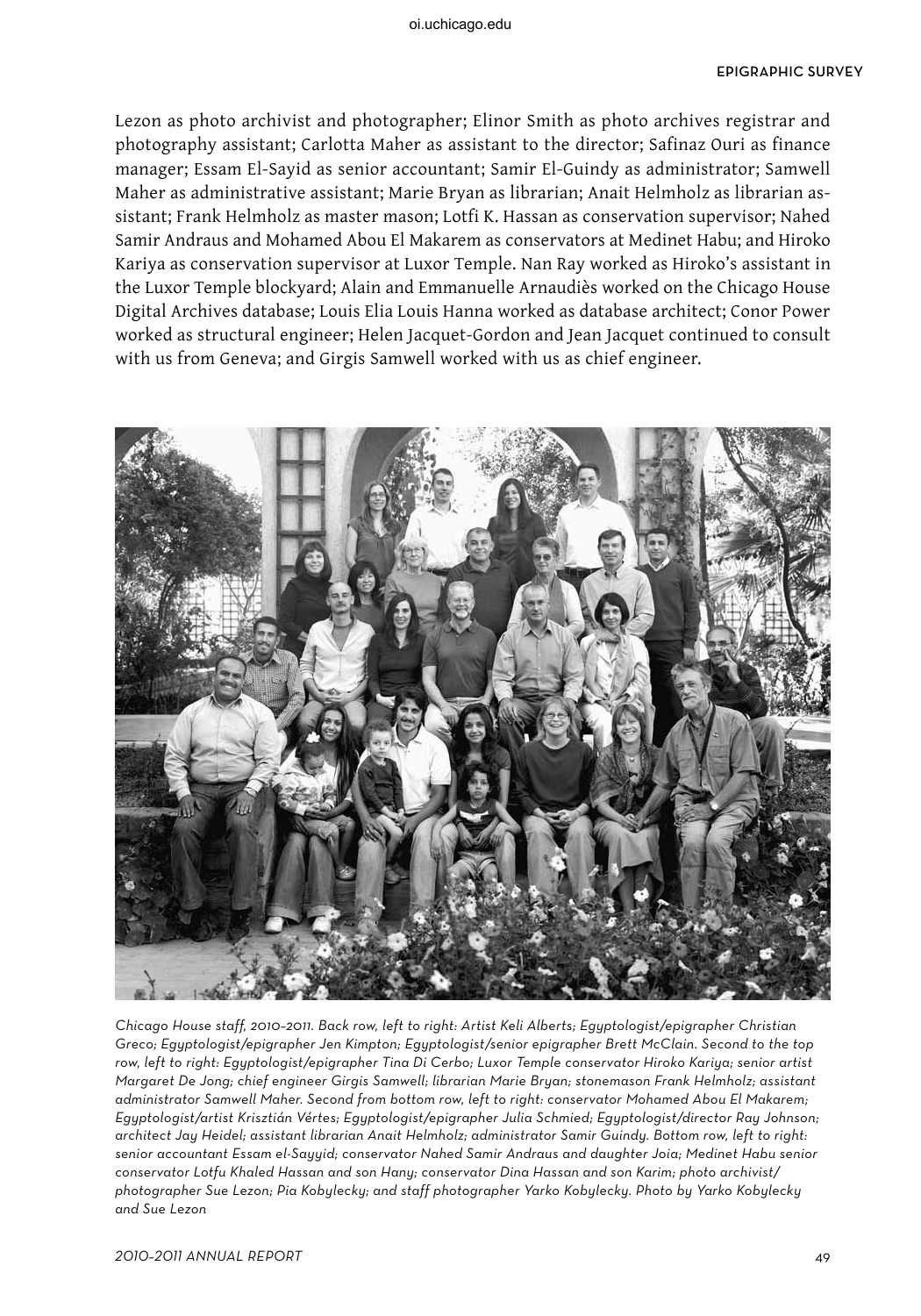Lezon as photo archivist and photographer; Elinor Smith as photo archives registrar and photography assistant; Carlotta Maher as assistant to the director; Safinaz Ouri as finance manager; Essam El-Sayid as senior accountant; Samir El-Guindy as administrator; Samwell Maher as administrative assistant; Marie Bryan as librarian; Anait Helmholz as librarian assistant; Frank Helmholz as master mason; Lotfi K. Hassan as conservation supervisor; Nahed Samir Andraus and Mohamed Abou El Makarem as conservators at Medinet Habu; and Hiroko Kariya as conservation supervisor at Luxor Temple. Nan Ray worked as Hiroko's assistant in the Luxor Temple blockyard; Alain and Emmanuelle Arnaudiès worked on the Chicago House Digital Archives database; Louis Elia Louis Hanna worked as database architect; Conor Power worked as structural engineer; Helen Jacquet-Gordon and Jean Jacquet continued to consult with us from Geneva; and Girgis Samwell worked with us as chief engineer.

*Chicago House staff, 2010–2011. Back row, left to right: Artist Keli Alberts; Egyptologist/epigrapher Christian Greco; Egyptologist/epigrapher Jen Kimpton; Egyptologist/senior epigrapher Brett McClain. Second to the top row, left to right: Egyptologist/epigrapher Tina Di Cerbo; Luxor Temple conservator Hiroko Kariya; senior artist Margaret De Jong; chief engineer Girgis Samwell; librarian Marie Bryan; stonemason Frank Helmholz; assistant administrator Samwell Maher. Second from bottom row, left to right: conservator Mohamed Abou El Makarem; Egyptologist/artist Krisztián Vértes; Egyptologist/epigrapher Julia Schmied; Egyptologist/director Ray Johnson; architect Jay Heidel; assistant librarian Anait Helmholz; administrator Samir Guindy. Bottom row, left to right: senior accountant Essam el-Sayyid; conservator Nahed Samir Andraus and daughter Joia; Medinet Habu senior conservator Lotfu Khaled Hassan and son Hany; conservator Dina Hassan and son Karim; photo archivist/ photographer Sue Lezon; Pia Kobylecky; and staff photographer Yarko Kobylecky. Photo by Yarko Kobylecky and Sue Lezon*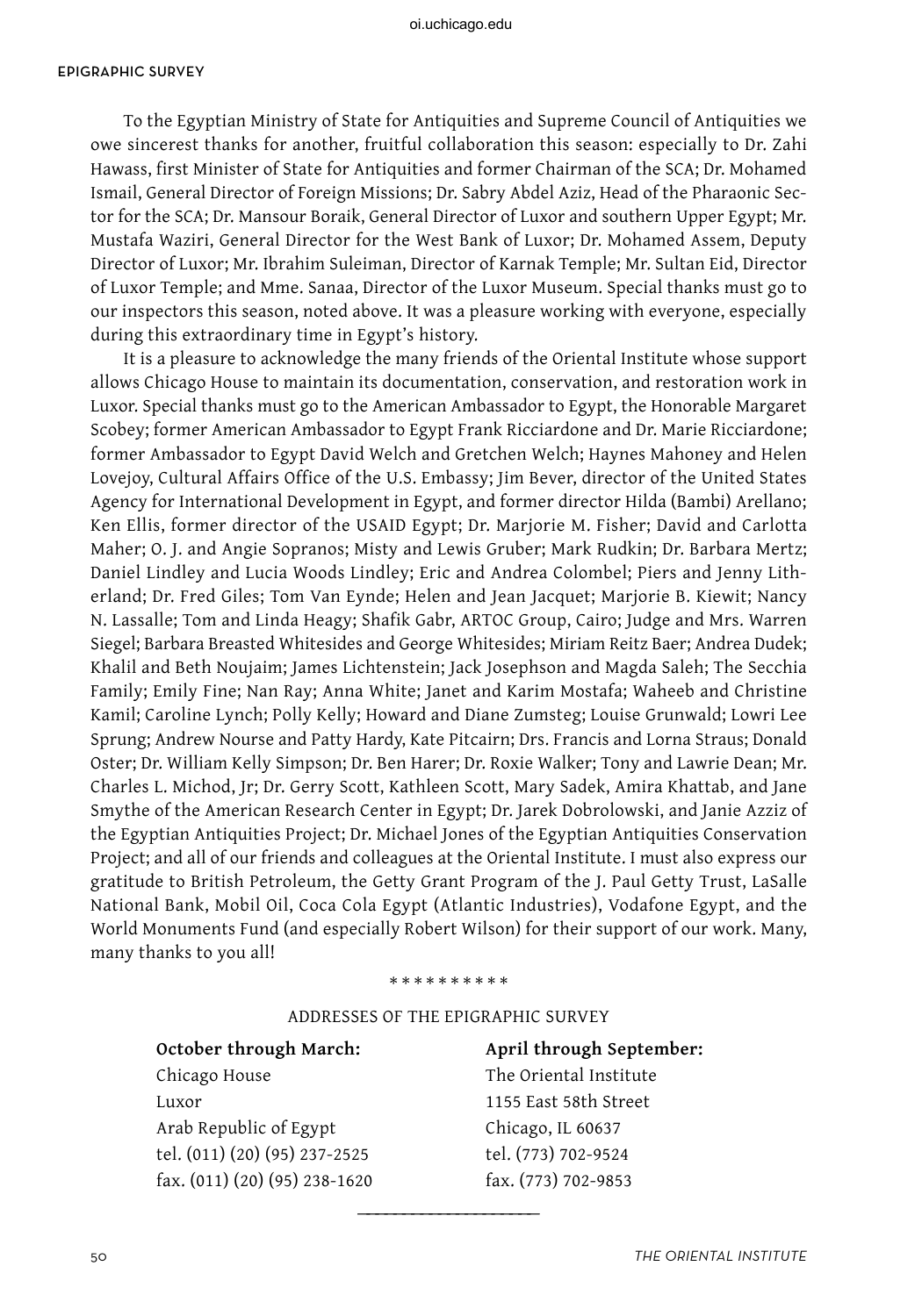To the Egyptian Ministry of State for Antiquities and Supreme Council of Antiquities we owe sincerest thanks for another, fruitful collaboration this season: especially to Dr. Zahi Hawass, first Minister of State for Antiquities and former Chairman of the SCA; Dr. Mohamed Ismail, General Director of Foreign Missions; Dr. Sabry Abdel Aziz, Head of the Pharaonic Sector for the SCA; Dr. Mansour Boraik, General Director of Luxor and southern Upper Egypt; Mr. Mustafa Waziri, General Director for the West Bank of Luxor; Dr. Mohamed Assem, Deputy Director of Luxor; Mr. Ibrahim Suleiman, Director of Karnak Temple; Mr. Sultan Eid, Director of Luxor Temple; and Mme. Sanaa, Director of the Luxor Museum. Special thanks must go to our inspectors this season, noted above. It was a pleasure working with everyone, especially during this extraordinary time in Egypt's history.

It is a pleasure to acknowledge the many friends of the Oriental Institute whose support allows Chicago House to maintain its documentation, conservation, and restoration work in Luxor. Special thanks must go to the American Ambassador to Egypt, the Honorable Margaret Scobey; former American Ambassador to Egypt Frank Ricciardone and Dr. Marie Ricciardone; former Ambassador to Egypt David Welch and Gretchen Welch; Haynes Mahoney and Helen Lovejoy, Cultural Affairs Office of the U.S. Embassy; Jim Bever, director of the United States Agency for International Development in Egypt, and former director Hilda (Bambi) Arellano; Ken Ellis, former director of the USAID Egypt; Dr. Marjorie M. Fisher; David and Carlotta Maher; O. J. and Angie Sopranos; Misty and Lewis Gruber; Mark Rudkin; Dr. Barbara Mertz; Daniel Lindley and Lucia Woods Lindley; Eric and Andrea Colombel; Piers and Jenny Litherland; Dr. Fred Giles; Tom Van Eynde; Helen and Jean Jacquet; Marjorie B. Kiewit; Nancy N. Lassalle; Tom and Linda Heagy; Shafik Gabr, ARTOC Group, Cairo; Judge and Mrs. Warren Siegel; Barbara Breasted Whitesides and George Whitesides; Miriam Reitz Baer; Andrea Dudek; Khalil and Beth Noujaim; James Lichtenstein; Jack Josephson and Magda Saleh; The Secchia Family; Emily Fine; Nan Ray; Anna White; Janet and Karim Mostafa; Waheeb and Christine Kamil; Caroline Lynch; Polly Kelly; Howard and Diane Zumsteg; Louise Grunwald; Lowri Lee Sprung; Andrew Nourse and Patty Hardy, Kate Pitcairn; Drs. Francis and Lorna Straus; Donald Oster; Dr. William Kelly Simpson; Dr. Ben Harer; Dr. Roxie Walker; Tony and Lawrie Dean; Mr. Charles L. Michod, Jr; Dr. Gerry Scott, Kathleen Scott, Mary Sadek, Amira Khattab, and Jane Smythe of the American Research Center in Egypt; Dr. Jarek Dobrolowski, and Janie Azziz of the Egyptian Antiquities Project; Dr. Michael Jones of the Egyptian Antiquities Conservation Project; and all of our friends and colleagues at the Oriental Institute. I must also express our gratitude to British Petroleum, the Getty Grant Program of the J. Paul Getty Trust, LaSalle National Bank, Mobil Oil, Coca Cola Egypt (Atlantic Industries), Vodafone Egypt, and the World Monuments Fund (and especially Robert Wilson) for their support of our work. Many, many thanks to you all!

* * * * * * * * * *

## ADDRESSES OF THE EPIGRAPHIC SURVEY

**October through March:**
Chicago House
Luxor
Arab Republic of Egypt
tel. (011) (20) (95) 237-2525
fax. (011) (20) (95) 238-1620

**April through September:**
The Oriental Institute
1155 East 58th Street
Chicago, IL 60637
tel. (773) 702-9524
fax. (773) 702-9853